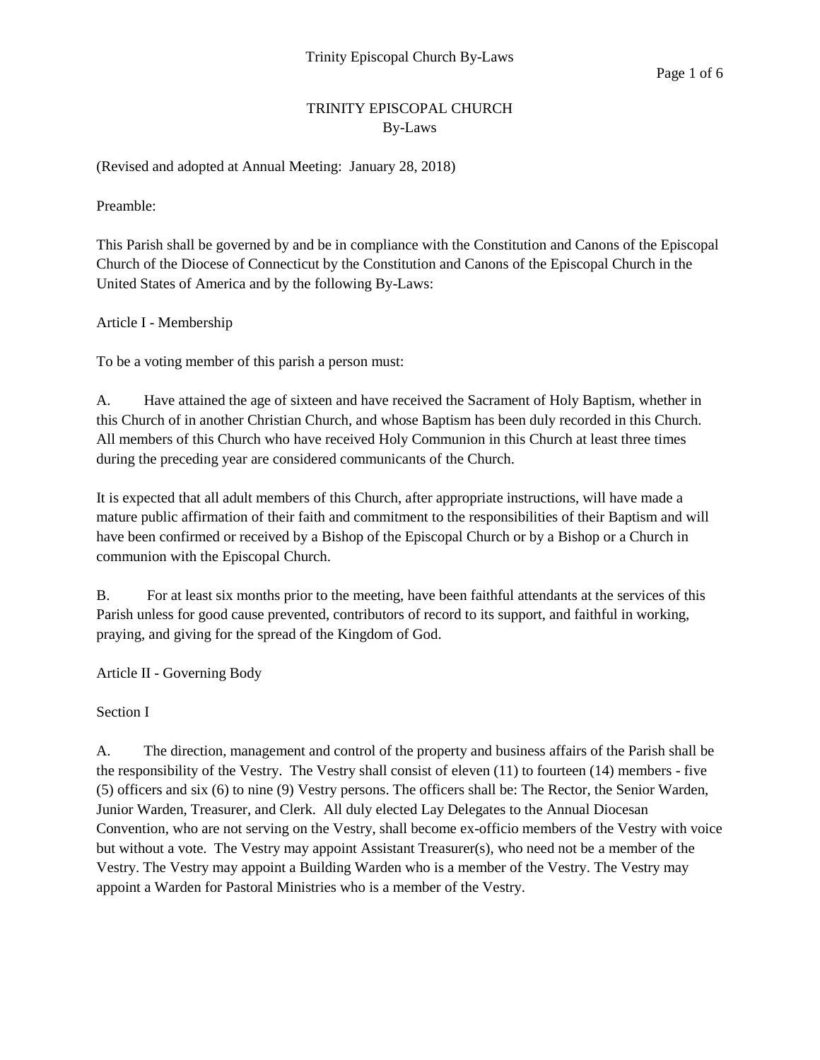# TRINITY EPISCOPAL CHURCH
## By-Laws

(Revised and adopted at Annual Meeting: January 28, 2018)

Preamble:

This Parish shall be governed by and be in compliance with the Constitution and Canons of the Episcopal Church of the Diocese of Connecticut by the Constitution and Canons of the Episcopal Church in the United States of America and by the following By-Laws:

## Article I - Membership

To be a voting member of this parish a person must:

A. Have attained the age of sixteen and have received the Sacrament of Holy Baptism, whether in this Church of in another Christian Church, and whose Baptism has been duly recorded in this Church. All members of this Church who have received Holy Communion in this Church at least three times during the preceding year are considered communicants of the Church.

It is expected that all adult members of this Church, after appropriate instructions, will have made a mature public affirmation of their faith and commitment to the responsibilities of their Baptism and will have been confirmed or received by a Bishop of the Episcopal Church or by a Bishop or a Church in communion with the Episcopal Church.

B. For at least six months prior to the meeting, have been faithful attendants at the services of this Parish unless for good cause prevented, contributors of record to its support, and faithful in working, praying, and giving for the spread of the Kingdom of God.

## Article II - Governing Body

### Section I

A. The direction, management and control of the property and business affairs of the Parish shall be the responsibility of the Vestry. The Vestry shall consist of eleven (11) to fourteen (14) members - five (5) officers and six (6) to nine (9) Vestry persons. The officers shall be: The Rector, the Senior Warden, Junior Warden, Treasurer, and Clerk. All duly elected Lay Delegates to the Annual Diocesan Convention, who are not serving on the Vestry, shall become ex-officio members of the Vestry with voice but without a vote. The Vestry may appoint Assistant Treasurer(s), who need not be a member of the Vestry. The Vestry may appoint a Building Warden who is a member of the Vestry. The Vestry may appoint a Warden for Pastoral Ministries who is a member of the Vestry.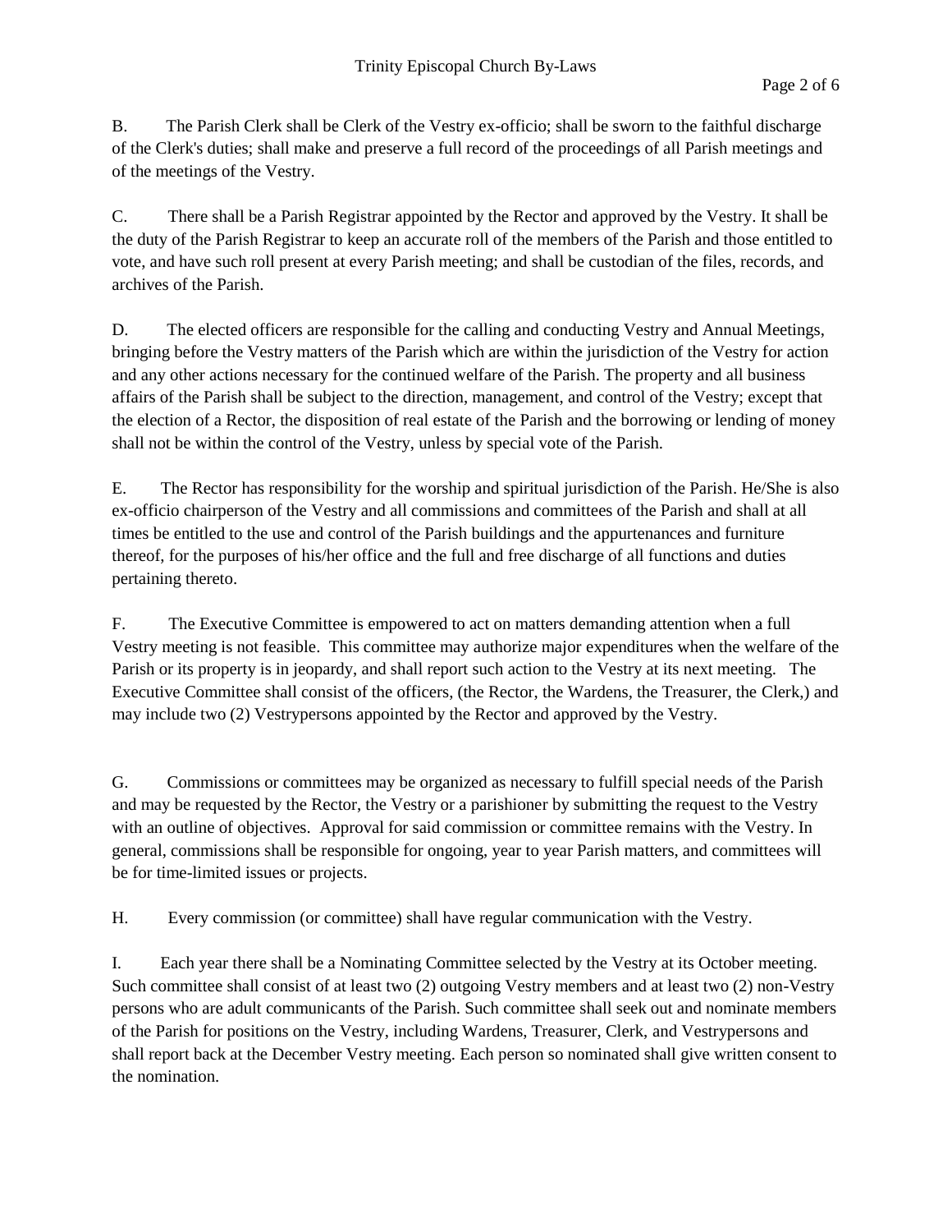B. The Parish Clerk shall be Clerk of the Vestry ex-officio; shall be sworn to the faithful discharge of the Clerk's duties; shall make and preserve a full record of the proceedings of all Parish meetings and of the meetings of the Vestry.

C. There shall be a Parish Registrar appointed by the Rector and approved by the Vestry. It shall be the duty of the Parish Registrar to keep an accurate roll of the members of the Parish and those entitled to vote, and have such roll present at every Parish meeting; and shall be custodian of the files, records, and archives of the Parish.

D. The elected officers are responsible for the calling and conducting Vestry and Annual Meetings, bringing before the Vestry matters of the Parish which are within the jurisdiction of the Vestry for action and any other actions necessary for the continued welfare of the Parish. The property and all business affairs of the Parish shall be subject to the direction, management, and control of the Vestry; except that the election of a Rector, the disposition of real estate of the Parish and the borrowing or lending of money shall not be within the control of the Vestry, unless by special vote of the Parish.

E. The Rector has responsibility for the worship and spiritual jurisdiction of the Parish. He/She is also ex-officio chairperson of the Vestry and all commissions and committees of the Parish and shall at all times be entitled to the use and control of the Parish buildings and the appurtenances and furniture thereof, for the purposes of his/her office and the full and free discharge of all functions and duties pertaining thereto.

F. The Executive Committee is empowered to act on matters demanding attention when a full Vestry meeting is not feasible. This committee may authorize major expenditures when the welfare of the Parish or its property is in jeopardy, and shall report such action to the Vestry at its next meeting. The Executive Committee shall consist of the officers, (the Rector, the Wardens, the Treasurer, the Clerk,) and may include two (2) Vestrypersons appointed by the Rector and approved by the Vestry.

G. Commissions or committees may be organized as necessary to fulfill special needs of the Parish and may be requested by the Rector, the Vestry or a parishioner by submitting the request to the Vestry with an outline of objectives. Approval for said commission or committee remains with the Vestry. In general, commissions shall be responsible for ongoing, year to year Parish matters, and committees will be for time-limited issues or projects.

H. Every commission (or committee) shall have regular communication with the Vestry.

I. Each year there shall be a Nominating Committee selected by the Vestry at its October meeting. Such committee shall consist of at least two (2) outgoing Vestry members and at least two (2) non-Vestry persons who are adult communicants of the Parish. Such committee shall seek out and nominate members of the Parish for positions on the Vestry, including Wardens, Treasurer, Clerk, and Vestrypersons and shall report back at the December Vestry meeting. Each person so nominated shall give written consent to the nomination.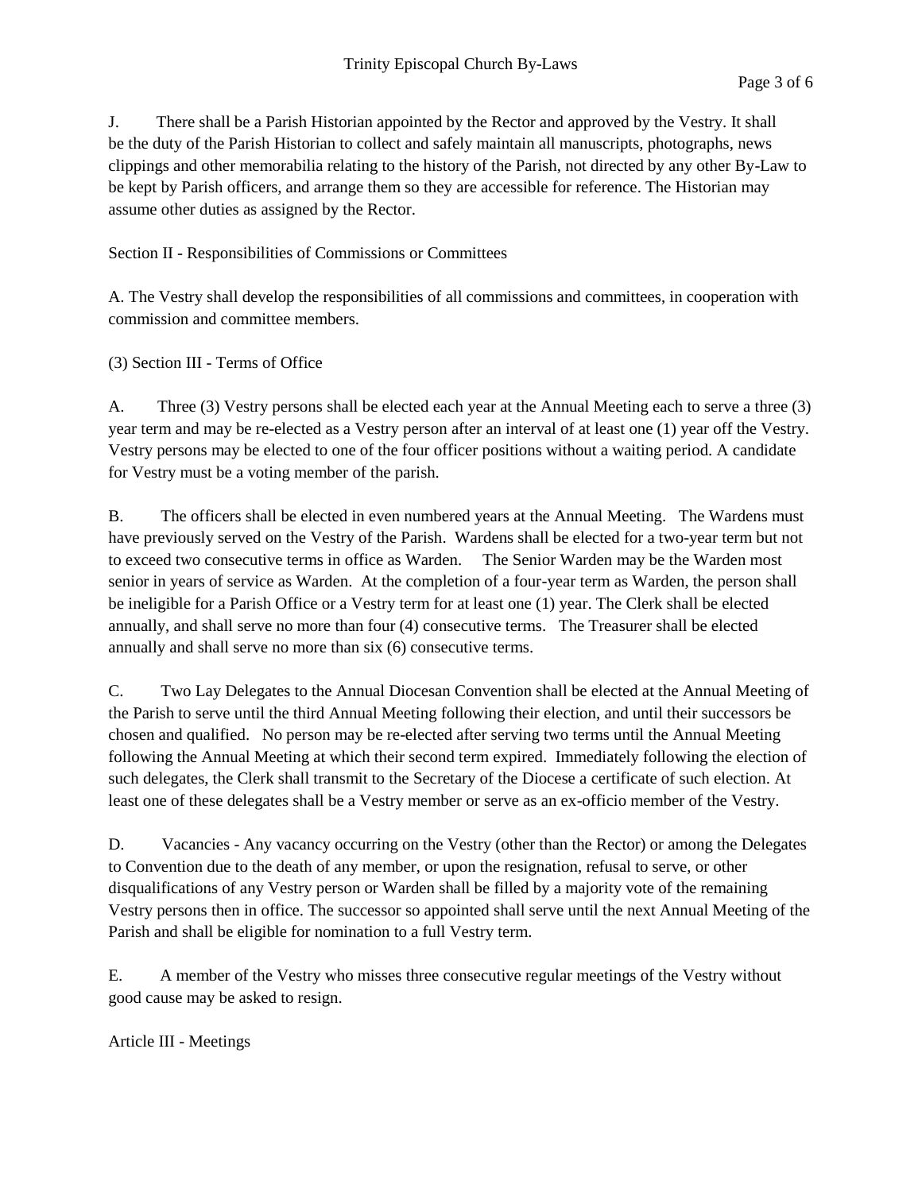J. There shall be a Parish Historian appointed by the Rector and approved by the Vestry. It shall be the duty of the Parish Historian to collect and safely maintain all manuscripts, photographs, news clippings and other memorabilia relating to the history of the Parish, not directed by any other By-Law to be kept by Parish officers, and arrange them so they are accessible for reference. The Historian may assume other duties as assigned by the Rector.

Section II - Responsibilities of Commissions or Committees

A. The Vestry shall develop the responsibilities of all commissions and committees, in cooperation with commission and committee members.

(3) Section III - Terms of Office

A. Three (3) Vestry persons shall be elected each year at the Annual Meeting each to serve a three (3) year term and may be re-elected as a Vestry person after an interval of at least one (1) year off the Vestry. Vestry persons may be elected to one of the four officer positions without a waiting period. A candidate for Vestry must be a voting member of the parish.

B. The officers shall be elected in even numbered years at the Annual Meeting. The Wardens must have previously served on the Vestry of the Parish. Wardens shall be elected for a two-year term but not to exceed two consecutive terms in office as Warden. The Senior Warden may be the Warden most senior in years of service as Warden. At the completion of a four-year term as Warden, the person shall be ineligible for a Parish Office or a Vestry term for at least one (1) year. The Clerk shall be elected annually, and shall serve no more than four (4) consecutive terms. The Treasurer shall be elected annually and shall serve no more than six (6) consecutive terms.

C. Two Lay Delegates to the Annual Diocesan Convention shall be elected at the Annual Meeting of the Parish to serve until the third Annual Meeting following their election, and until their successors be chosen and qualified. No person may be re-elected after serving two terms until the Annual Meeting following the Annual Meeting at which their second term expired. Immediately following the election of such delegates, the Clerk shall transmit to the Secretary of the Diocese a certificate of such election. At least one of these delegates shall be a Vestry member or serve as an ex-officio member of the Vestry.

D. Vacancies - Any vacancy occurring on the Vestry (other than the Rector) or among the Delegates to Convention due to the death of any member, or upon the resignation, refusal to serve, or other disqualifications of any Vestry person or Warden shall be filled by a majority vote of the remaining Vestry persons then in office. The successor so appointed shall serve until the next Annual Meeting of the Parish and shall be eligible for nomination to a full Vestry term.

E. A member of the Vestry who misses three consecutive regular meetings of the Vestry without good cause may be asked to resign.

Article III - Meetings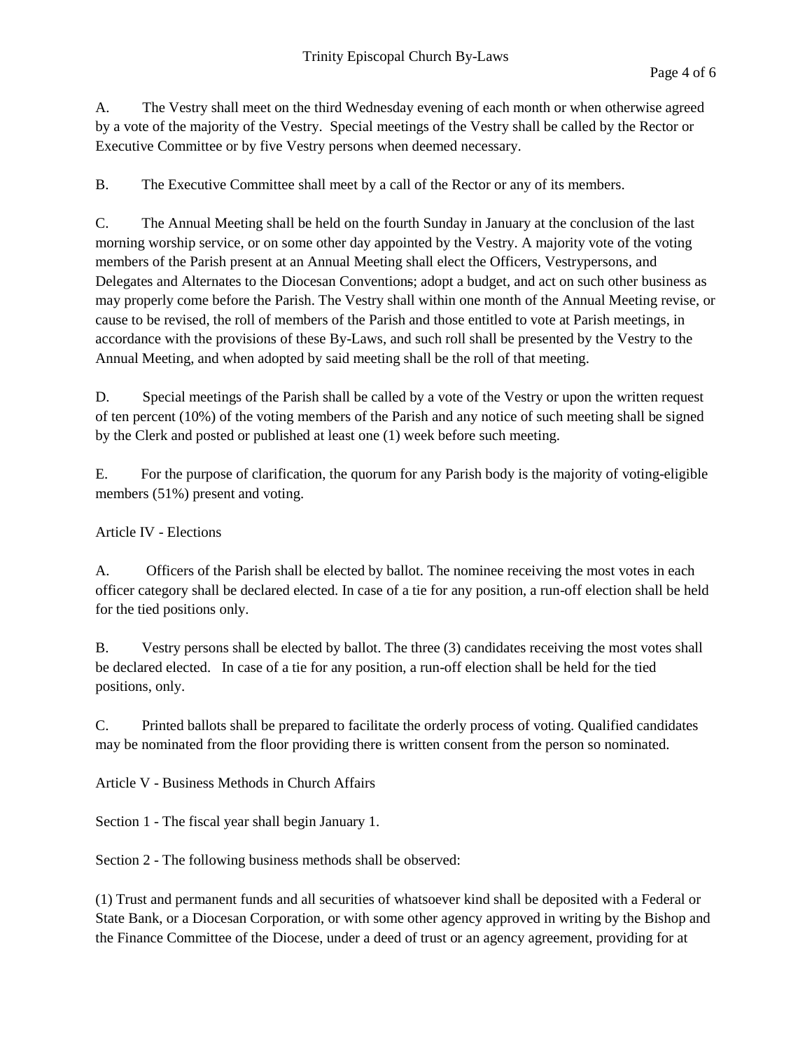A. The Vestry shall meet on the third Wednesday evening of each month or when otherwise agreed by a vote of the majority of the Vestry. Special meetings of the Vestry shall be called by the Rector or Executive Committee or by five Vestry persons when deemed necessary.

B. The Executive Committee shall meet by a call of the Rector or any of its members.

C. The Annual Meeting shall be held on the fourth Sunday in January at the conclusion of the last morning worship service, or on some other day appointed by the Vestry. A majority vote of the voting members of the Parish present at an Annual Meeting shall elect the Officers, Vestrypersons, and Delegates and Alternates to the Diocesan Conventions; adopt a budget, and act on such other business as may properly come before the Parish. The Vestry shall within one month of the Annual Meeting revise, or cause to be revised, the roll of members of the Parish and those entitled to vote at Parish meetings, in accordance with the provisions of these By-Laws, and such roll shall be presented by the Vestry to the Annual Meeting, and when adopted by said meeting shall be the roll of that meeting.

D. Special meetings of the Parish shall be called by a vote of the Vestry or upon the written request of ten percent (10%) of the voting members of the Parish and any notice of such meeting shall be signed by the Clerk and posted or published at least one (1) week before such meeting.

E. For the purpose of clarification, the quorum for any Parish body is the majority of voting-eligible members (51%) present and voting.

## Article IV - Elections

A. Officers of the Parish shall be elected by ballot. The nominee receiving the most votes in each officer category shall be declared elected. In case of a tie for any position, a run-off election shall be held for the tied positions only.

B. Vestry persons shall be elected by ballot. The three (3) candidates receiving the most votes shall be declared elected. In case of a tie for any position, a run-off election shall be held for the tied positions, only.

C. Printed ballots shall be prepared to facilitate the orderly process of voting. Qualified candidates may be nominated from the floor providing there is written consent from the person so nominated.

## Article V - Business Methods in Church Affairs

Section 1 - The fiscal year shall begin January 1.

Section 2 - The following business methods shall be observed:

(1) Trust and permanent funds and all securities of whatsoever kind shall be deposited with a Federal or State Bank, or a Diocesan Corporation, or with some other agency approved in writing by the Bishop and the Finance Committee of the Diocese, under a deed of trust or an agency agreement, providing for at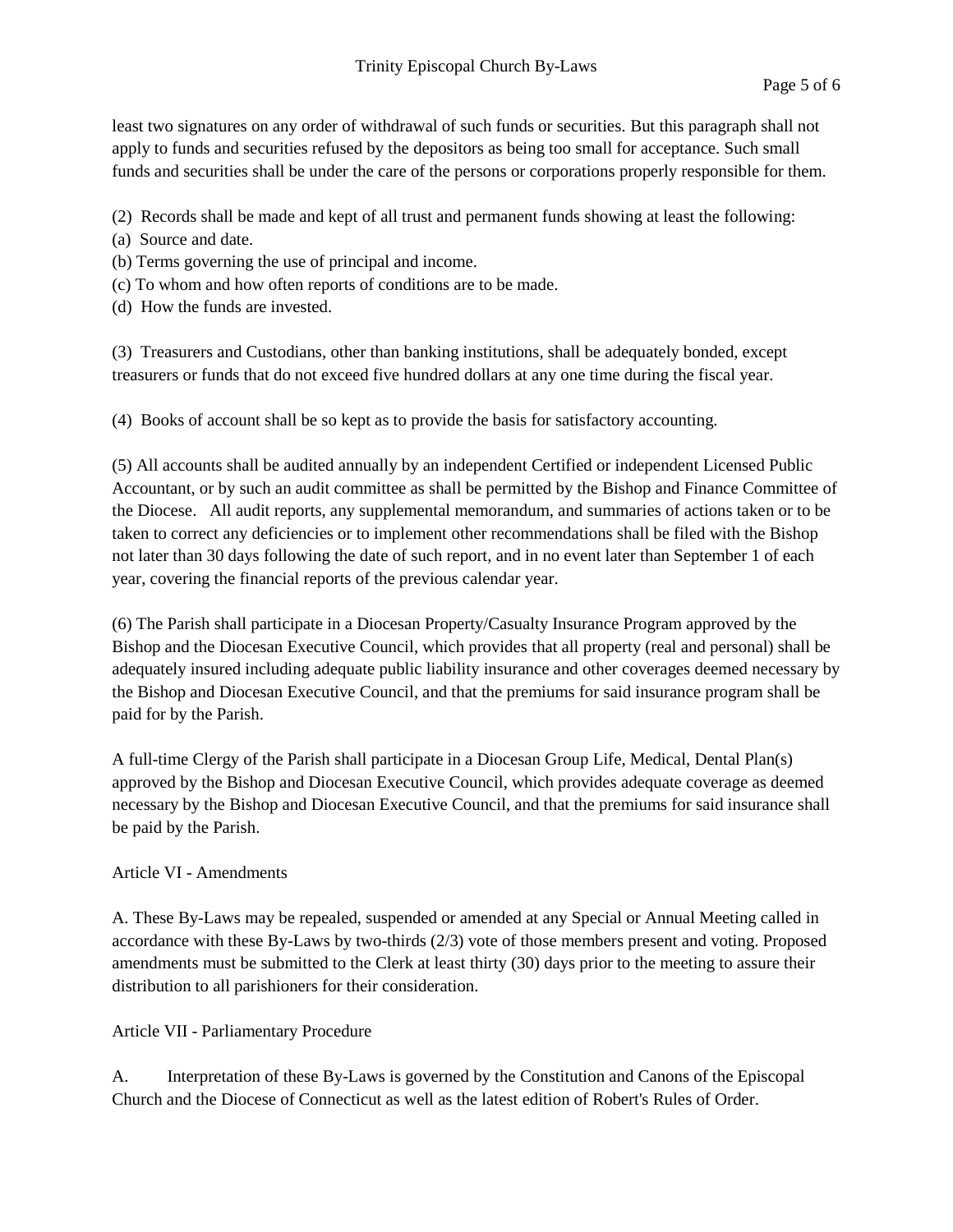least two signatures on any order of withdrawal of such funds or securities. But this paragraph shall not apply to funds and securities refused by the depositors as being too small for acceptance. Such small funds and securities shall be under the care of the persons or corporations properly responsible for them.

(2) Records shall be made and kept of all trust and permanent funds showing at least the following:
(a) Source and date.
(b) Terms governing the use of principal and income.
(c) To whom and how often reports of conditions are to be made.
(d) How the funds are invested.

(3) Treasurers and Custodians, other than banking institutions, shall be adequately bonded, except treasurers or funds that do not exceed five hundred dollars at any one time during the fiscal year.

(4) Books of account shall be so kept as to provide the basis for satisfactory accounting.

(5) All accounts shall be audited annually by an independent Certified or independent Licensed Public Accountant, or by such an audit committee as shall be permitted by the Bishop and Finance Committee of the Diocese. All audit reports, any supplemental memorandum, and summaries of actions taken or to be taken to correct any deficiencies or to implement other recommendations shall be filed with the Bishop not later than 30 days following the date of such report, and in no event later than September 1 of each year, covering the financial reports of the previous calendar year.

(6) The Parish shall participate in a Diocesan Property/Casualty Insurance Program approved by the Bishop and the Diocesan Executive Council, which provides that all property (real and personal) shall be adequately insured including adequate public liability insurance and other coverages deemed necessary by the Bishop and Diocesan Executive Council, and that the premiums for said insurance program shall be paid for by the Parish.

A full-time Clergy of the Parish shall participate in a Diocesan Group Life, Medical, Dental Plan(s) approved by the Bishop and Diocesan Executive Council, which provides adequate coverage as deemed necessary by the Bishop and Diocesan Executive Council, and that the premiums for said insurance shall be paid by the Parish.

## Article VI - Amendments

A. These By-Laws may be repealed, suspended or amended at any Special or Annual Meeting called in accordance with these By-Laws by two-thirds (2/3) vote of those members present and voting. Proposed amendments must be submitted to the Clerk at least thirty (30) days prior to the meeting to assure their distribution to all parishioners for their consideration.

## Article VII - Parliamentary Procedure

A. Interpretation of these By-Laws is governed by the Constitution and Canons of the Episcopal Church and the Diocese of Connecticut as well as the latest edition of Robert's Rules of Order.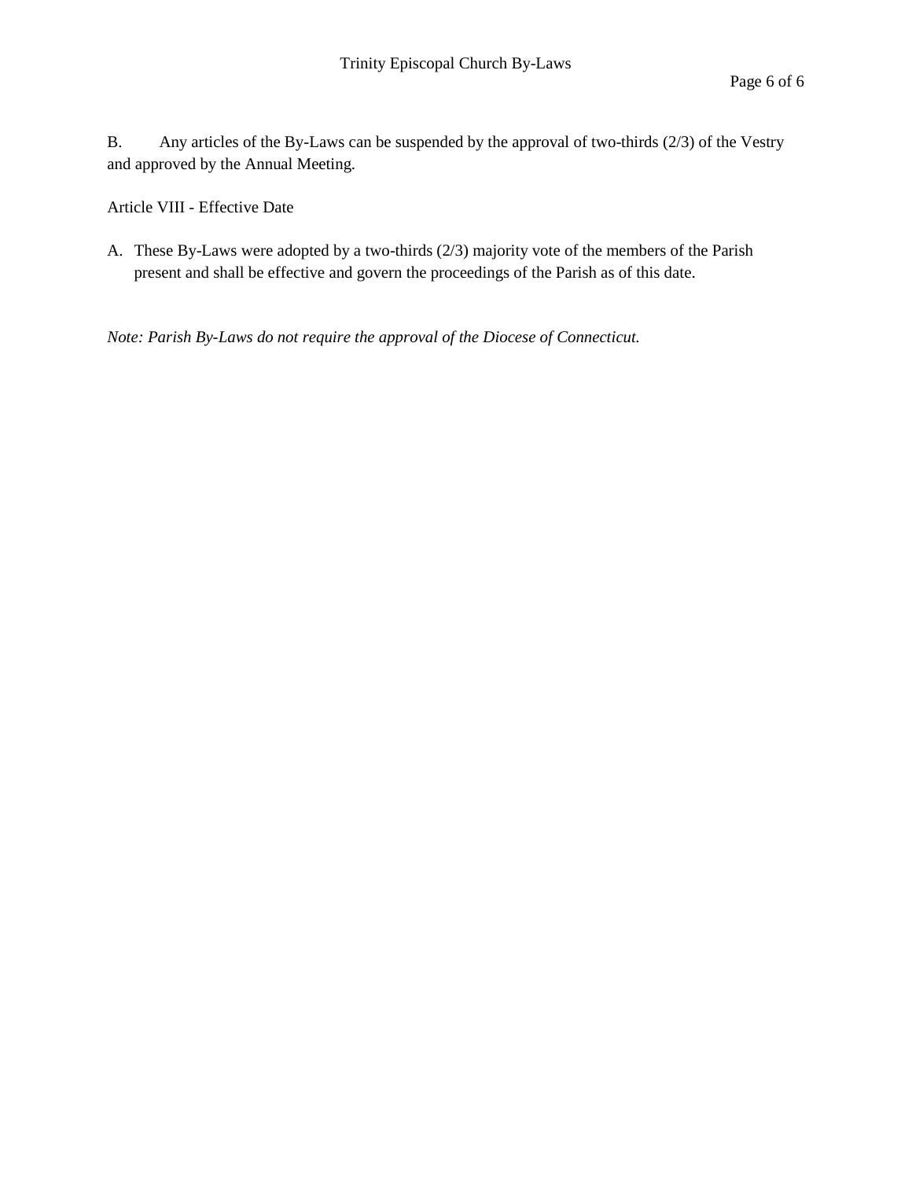B. Any articles of the By-Laws can be suspended by the approval of two-thirds (2/3) of the Vestry and approved by the Annual Meeting.

## Article VIII - Effective Date

A. These By-Laws were adopted by a two-thirds (2/3) majority vote of the members of the Parish present and shall be effective and govern the proceedings of the Parish as of this date.

*Note: Parish By-Laws do not require the approval of the Diocese of Connecticut.*